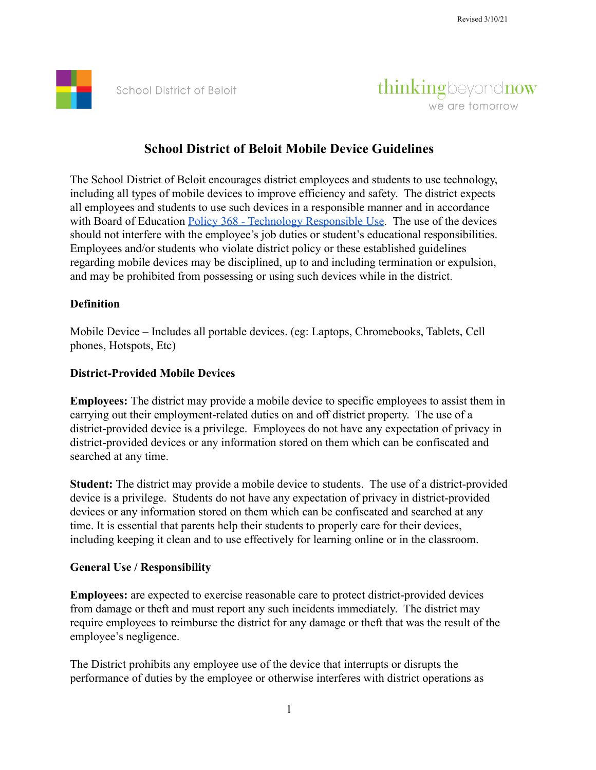School District of Beloit

thinkingbeyondnow
we are tomorrow

# School District of Beloit Mobile Device Guidelines

The School District of Beloit encourages district employees and students to use technology, including all types of mobile devices to improve efficiency and safety. The district expects all employees and students to use such devices in a responsible manner and in accordance with Board of Education [Policy 368 - Technology Responsible Use](). The use of the devices should not interfere with the employee's job duties or student's educational responsibilities. Employees and/or students who violate district policy or these established guidelines regarding mobile devices may be disciplined, up to and including termination or expulsion, and may be prohibited from possessing or using such devices while in the district.

**Definition**

Mobile Device – Includes all portable devices. (eg: Laptops, Chromebooks, Tablets, Cell phones, Hotspots, Etc)

**District-Provided Mobile Devices**

**Employees:** The district may provide a mobile device to specific employees to assist them in carrying out their employment-related duties on and off district property. The use of a district-provided device is a privilege. Employees do not have any expectation of privacy in district-provided devices or any information stored on them which can be confiscated and searched at any time.

**Student:** The district may provide a mobile device to students. The use of a district-provided device is a privilege. Students do not have any expectation of privacy in district-provided devices or any information stored on them which can be confiscated and searched at any time. It is essential that parents help their students to properly care for their devices, including keeping it clean and to use effectively for learning online or in the classroom.

**General Use / Responsibility**

**Employees:** are expected to exercise reasonable care to protect district-provided devices from damage or theft and must report any such incidents immediately. The district may require employees to reimburse the district for any damage or theft that was the result of the employee's negligence.

The District prohibits any employee use of the device that interrupts or disrupts the performance of duties by the employee or otherwise interferes with district operations as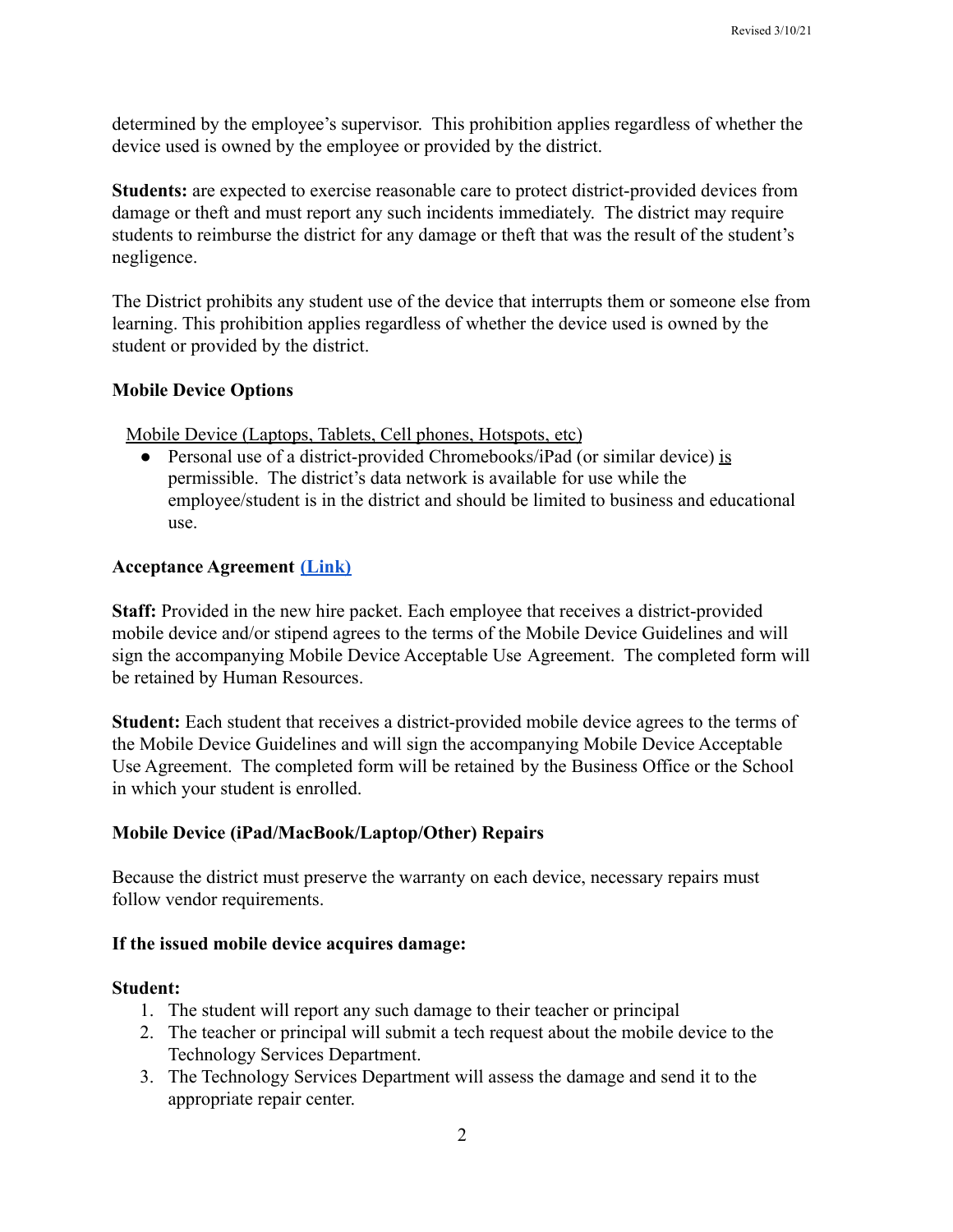determined by the employee's supervisor. This prohibition applies regardless of whether the device used is owned by the employee or provided by the district.

**Students:** are expected to exercise reasonable care to protect district-provided devices from damage or theft and must report any such incidents immediately. The district may require students to reimburse the district for any damage or theft that was the result of the student's negligence.

The District prohibits any student use of the device that interrupts them or someone else from learning. This prohibition applies regardless of whether the device used is owned by the student or provided by the district.

**Mobile Device Options**

<u>Mobile Device (Laptops, Tablets, Cell phones, Hotspots, etc)</u>

- Personal use of a district-provided Chromebooks/iPad (or similar device) <u>is</u> permissible. The district's data network is available for use while the employee/student is in the district and should be limited to business and educational use.

**Acceptance Agreement [(Link)]()**

**Staff:** Provided in the new hire packet. Each employee that receives a district-provided mobile device and/or stipend agrees to the terms of the Mobile Device Guidelines and will sign the accompanying Mobile Device Acceptable Use Agreement. The completed form will be retained by Human Resources.

**Student:** Each student that receives a district-provided mobile device agrees to the terms of the Mobile Device Guidelines and will sign the accompanying Mobile Device Acceptable Use Agreement. The completed form will be retained by the Business Office or the School in which your student is enrolled.

**Mobile Device (iPad/MacBook/Laptop/Other) Repairs**

Because the district must preserve the warranty on each device, necessary repairs must follow vendor requirements.

**If the issued mobile device acquires damage:**

**Student:**

1. The student will report any such damage to their teacher or principal
2. The teacher or principal will submit a tech request about the mobile device to the Technology Services Department.
3. The Technology Services Department will assess the damage and send it to the appropriate repair center.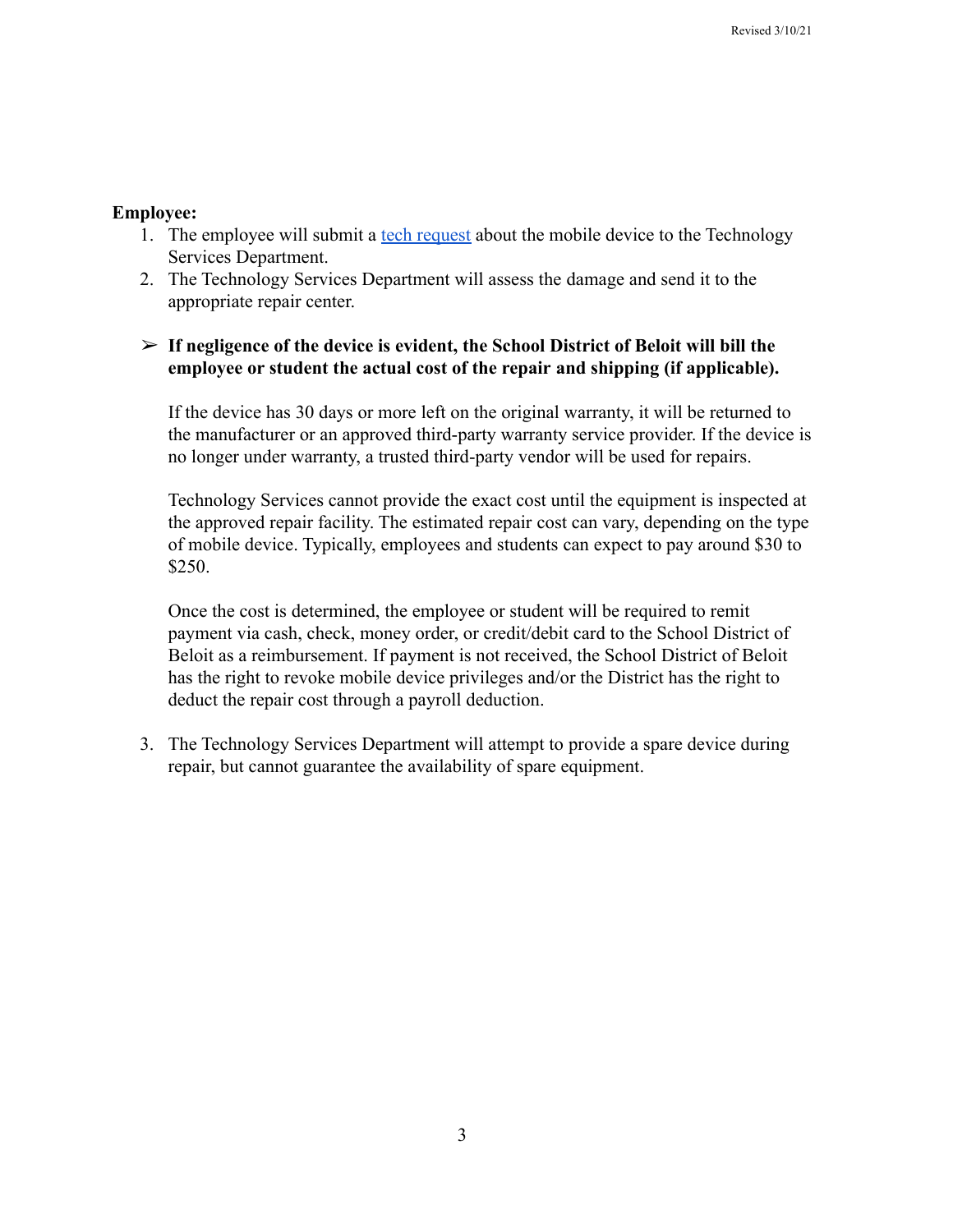**Employee:**

1. The employee will submit a [tech request](tech request) about the mobile device to the Technology Services Department.
2. The Technology Services Department will assess the damage and send it to the appropriate repair center.

➢ **If negligence of the device is evident, the School District of Beloit will bill the employee or student the actual cost of the repair and shipping (if applicable).**

   If the device has 30 days or more left on the original warranty, it will be returned to the manufacturer or an approved third-party warranty service provider. If the device is no longer under warranty, a trusted third-party vendor will be used for repairs.

   Technology Services cannot provide the exact cost until the equipment is inspected at the approved repair facility. The estimated repair cost can vary, depending on the type of mobile device. Typically, employees and students can expect to pay around $30 to $250.

   Once the cost is determined, the employee or student will be required to remit payment via cash, check, money order, or credit/debit card to the School District of Beloit as a reimbursement. If payment is not received, the School District of Beloit has the right to revoke mobile device privileges and/or the District has the right to deduct the repair cost through a payroll deduction.

3. The Technology Services Department will attempt to provide a spare device during repair, but cannot guarantee the availability of spare equipment.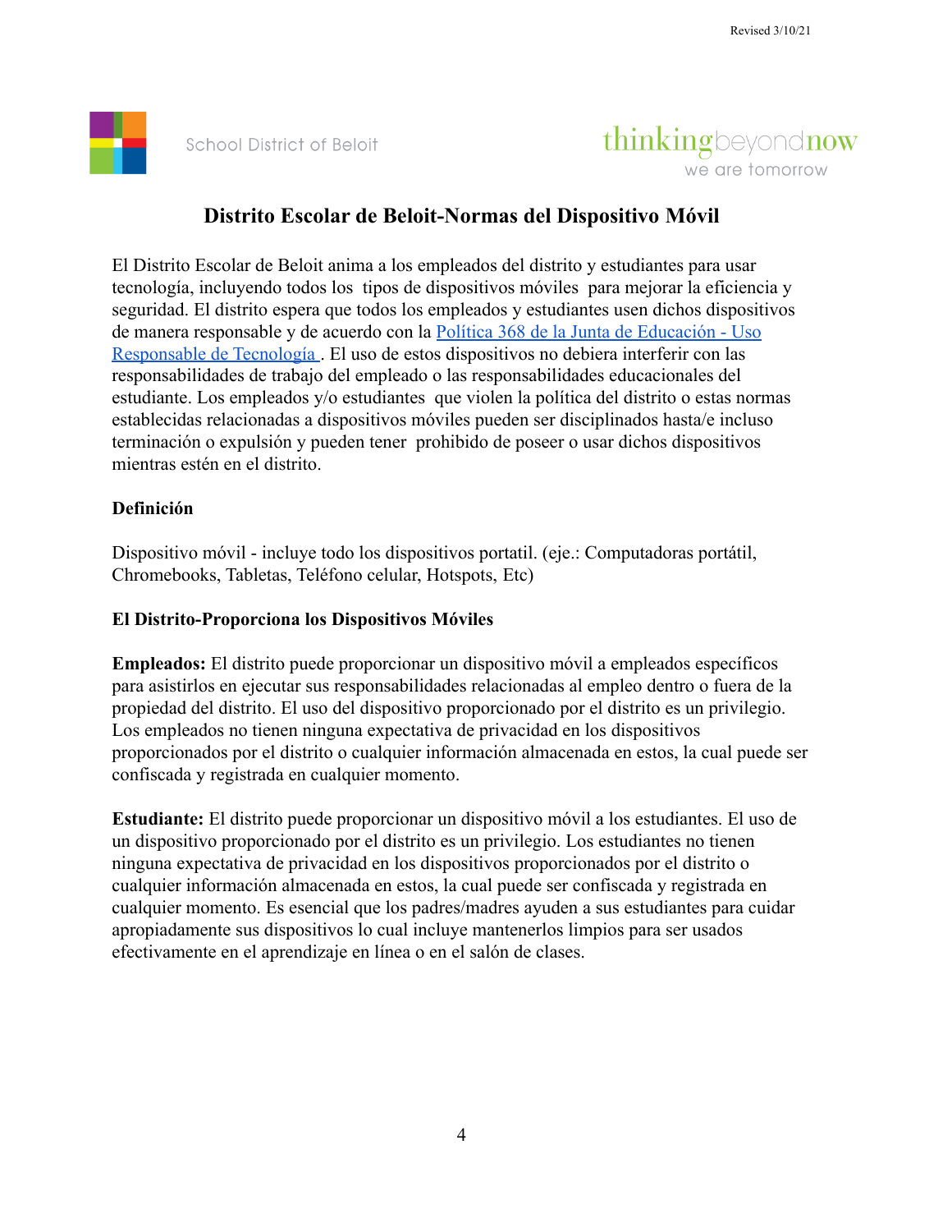# Distrito Escolar de Beloit-Normas del Dispositivo Móvil

El Distrito Escolar de Beloit anima a los empleados del distrito y estudiantes para usar tecnología, incluyendo todos los tipos de dispositivos móviles para mejorar la eficiencia y seguridad. El distrito espera que todos los empleados y estudiantes usen dichos dispositivos de manera responsable y de acuerdo con la Política 368 de la Junta de Educación - Uso Responsable de Tecnología . El uso de estos dispositivos no debiera interferir con las responsabilidades de trabajo del empleado o las responsabilidades educacionales del estudiante. Los empleados y/o estudiantes que violen la política del distrito o estas normas establecidas relacionadas a dispositivos móviles pueden ser disciplinados hasta/e incluso terminación o expulsión y pueden tener prohibido de poseer o usar dichos dispositivos mientras estén en el distrito.

**Definición**

Dispositivo móvil - incluye todo los dispositivos portatil. (eje.: Computadoras portátil, Chromebooks, Tabletas, Teléfono celular, Hotspots, Etc)

**El Distrito-Proporciona los Dispositivos Móviles**

**Empleados:** El distrito puede proporcionar un dispositivo móvil a empleados específicos para asistirlos en ejecutar sus responsabilidades relacionadas al empleo dentro o fuera de la propiedad del distrito. El uso del dispositivo proporcionado por el distrito es un privilegio. Los empleados no tienen ninguna expectativa de privacidad en los dispositivos proporcionados por el distrito o cualquier información almacenada en estos, la cual puede ser confiscada y registrada en cualquier momento.

**Estudiante:** El distrito puede proporcionar un dispositivo móvil a los estudiantes. El uso de un dispositivo proporcionado por el distrito es un privilegio. Los estudiantes no tienen ninguna expectativa de privacidad en los dispositivos proporcionados por el distrito o cualquier información almacenada en estos, la cual puede ser confiscada y registrada en cualquier momento. Es esencial que los padres/madres ayuden a sus estudiantes para cuidar apropiadamente sus dispositivos lo cual incluye mantenerlos limpios para ser usados efectivamente en el aprendizaje en línea o en el salón de clases.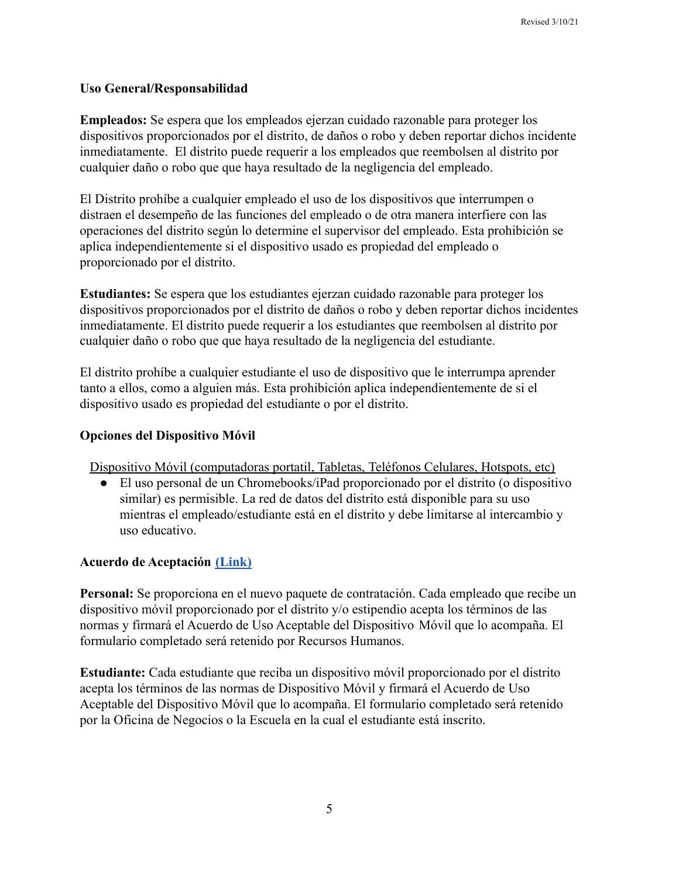**Uso General/Responsabilidad**

**Empleados:** Se espera que los empleados ejerzan cuidado razonable para proteger los dispositivos proporcionados por el distrito, de daños o robo y deben reportar dichos incidente inmediatamente. El distrito puede requerir a los empleados que reembolsen al distrito por cualquier daño o robo que que haya resultado de la negligencia del empleado.

El Distrito prohíbe a cualquier empleado el uso de los dispositivos que interrumpen o distraen el desempeño de las funciones del empleado o de otra manera interfiere con las operaciones del distrito según lo determine el supervisor del empleado. Esta prohibición se aplica independientemente si el dispositivo usado es propiedad del empleado o proporcionado por el distrito.

**Estudiantes:** Se espera que los estudiantes ejerzan cuidado razonable para proteger los dispositivos proporcionados por el distrito de daños o robo y deben reportar dichos incidentes inmediatamente. El distrito puede requerir a los estudiantes que reembolsen al distrito por cualquier daño o robo que que haya resultado de la negligencia del estudiante.

El distrito prohíbe a cualquier estudiante el uso de dispositivo que le interrumpa aprender tanto a ellos, como a alguien más. Esta prohibición aplica independientemente de si el dispositivo usado es propiedad del estudiante o por el distrito.

**Opciones del Dispositivo Móvil**

Dispositivo Móvil (computadoras portatil, Tabletas, Teléfonos Celulares, Hotspots, etc)

- El uso personal de un Chromebooks/iPad proporcionado por el distrito (o dispositivo similar) es permisible. La red de datos del distrito está disponible para su uso mientras el empleado/estudiante está en el distrito y debe limitarse al intercambio y uso educativo.

**Acuerdo de Aceptación (Link)**

**Personal:** Se proporciona en el nuevo paquete de contratación. Cada empleado que recibe un dispositivo móvil proporcionado por el distrito y/o estipendio acepta los términos de las normas y firmará el Acuerdo de Uso Aceptable del Dispositivo Móvil que lo acompaña. El formulario completado será retenido por Recursos Humanos.

**Estudiante:** Cada estudiante que reciba un dispositivo móvil proporcionado por el distrito acepta los términos de las normas de Dispositivo Móvil y firmará el Acuerdo de Uso Aceptable del Dispositivo Móvil que lo acompaña. El formulario completado será retenido por la Oficina de Negocios o la Escuela en la cual el estudiante está inscrito.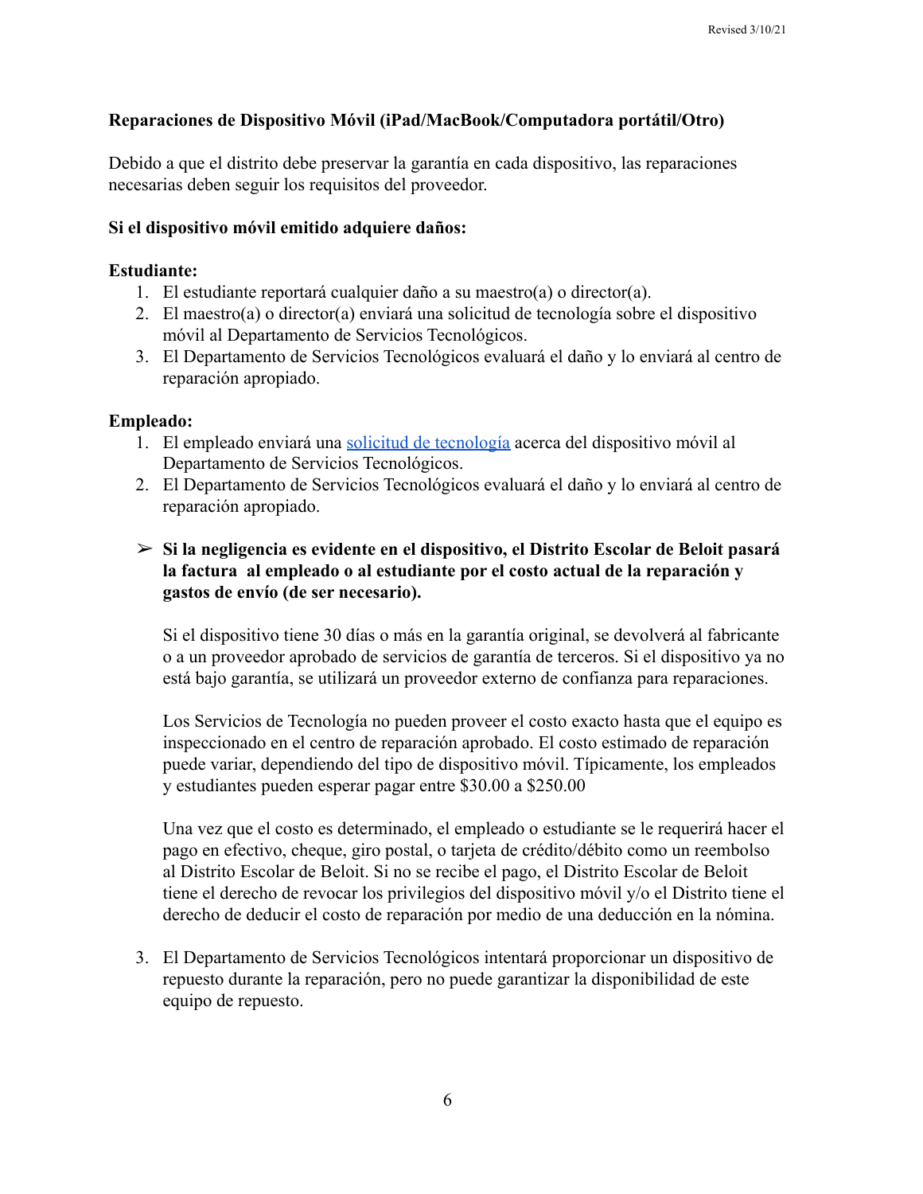**Reparaciones de Dispositivo Móvil (iPad/MacBook/Computadora portátil/Otro)**

Debido a que el distrito debe preservar la garantía en cada dispositivo, las reparaciones necesarias deben seguir los requisitos del proveedor.

**Si el dispositivo móvil emitido adquiere daños:**

**Estudiante:**

1. El estudiante reportará cualquier daño a su maestro(a) o director(a).
2. El maestro(a) o director(a) enviará una solicitud de tecnología sobre el dispositivo móvil al Departamento de Servicios Tecnológicos.
3. El Departamento de Servicios Tecnológicos evaluará el daño y lo enviará al centro de reparación apropiado.

**Empleado:**

1. El empleado enviará una solicitud de tecnología acerca del dispositivo móvil al Departamento de Servicios Tecnológicos.
2. El Departamento de Servicios Tecnológicos evaluará el daño y lo enviará al centro de reparación apropiado.

   ➢ **Si la negligencia es evidente en el dispositivo, el Distrito Escolar de Beloit pasará la factura al empleado o al estudiante por el costo actual de la reparación y gastos de envío (de ser necesario).**

   Si el dispositivo tiene 30 días o más en la garantía original, se devolverá al fabricante o a un proveedor aprobado de servicios de garantía de terceros. Si el dispositivo ya no está bajo garantía, se utilizará un proveedor externo de confianza para reparaciones.

   Los Servicios de Tecnología no pueden proveer el costo exacto hasta que el equipo es inspeccionado en el centro de reparación aprobado. El costo estimado de reparación puede variar, dependiendo del tipo de dispositivo móvil. Típicamente, los empleados y estudiantes pueden esperar pagar entre $30.00 a $250.00

   Una vez que el costo es determinado, el empleado o estudiante se le requerirá hacer el pago en efectivo, cheque, giro postal, o tarjeta de crédito/débito como un reembolso al Distrito Escolar de Beloit. Si no se recibe el pago, el Distrito Escolar de Beloit tiene el derecho de revocar los privilegios del dispositivo móvil y/o el Distrito tiene el derecho de deducir el costo de reparación por medio de una deducción en la nómina.

3. El Departamento de Servicios Tecnológicos intentará proporcionar un dispositivo de repuesto durante la reparación, pero no puede garantizar la disponibilidad de este equipo de repuesto.